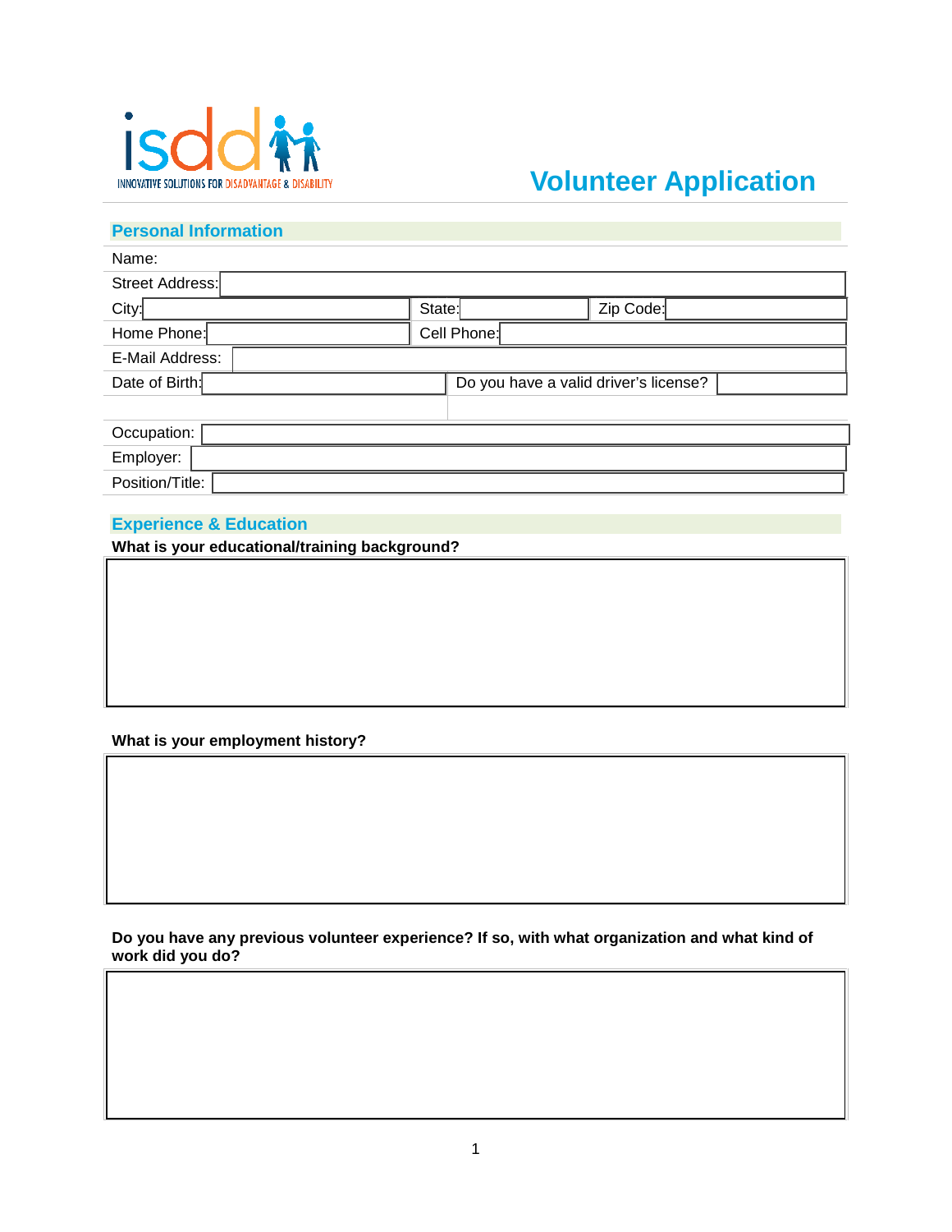isdd

INNOVATIVE SOLUTIONS FOR DISADVANTAGE & DISABILITY

# Volunteer Application

## Personal Information

| | | | |
|---|---|---|---|
| Name: | | | |
| Street Address: | | | |
| City: | State: | Zip Code: | |
| Home Phone: | Cell Phone: | | |
| E-Mail Address: | | | |
| Date of Birth: | Do you have a valid driver's license? | | |

| | |
|---|---|
| Occupation: | |
| Employer: | |
| Position/Title: | |

## Experience & Education

**What is your educational/training background?**

**What is your employment history?**

**Do you have any previous volunteer experience? If so, with what organization and what kind of work did you do?**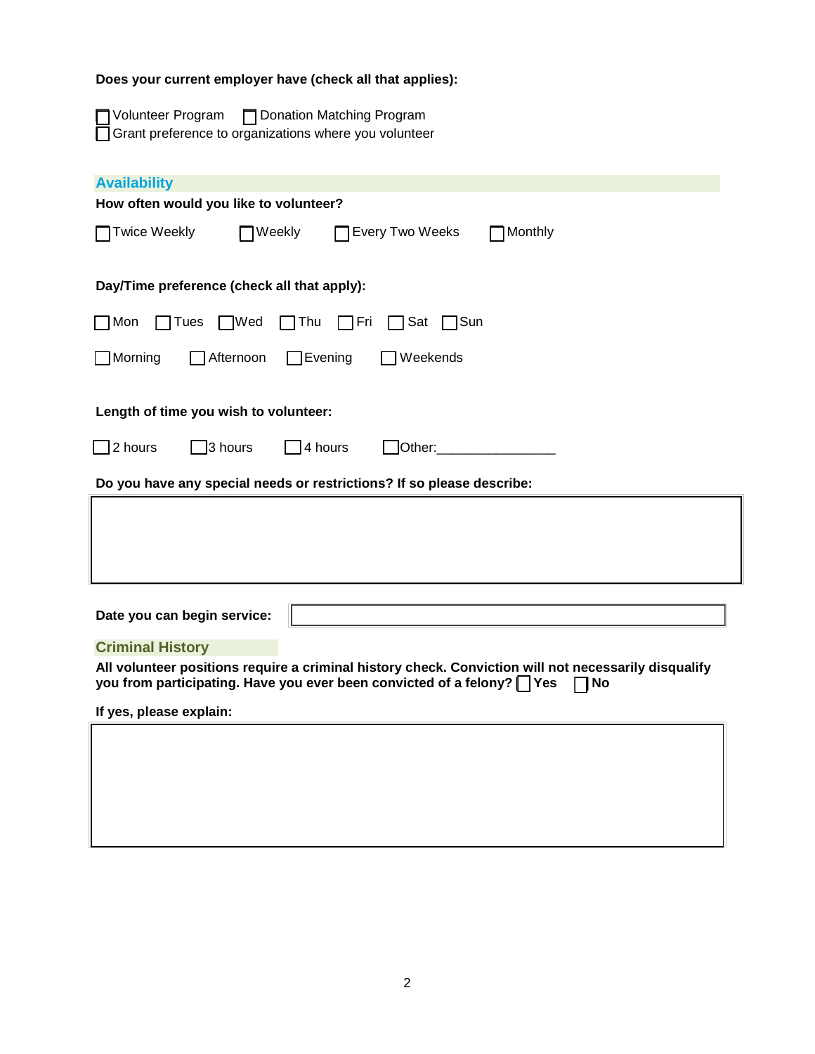**Does your current employer have (check all that applies):**

☐ Volunteer Program ☐ Donation Matching Program
☐ Grant preference to organizations where you volunteer

## Availability

**How often would you like to volunteer?**

☐ Twice Weekly ☐ Weekly ☐ Every Two Weeks ☐ Monthly

**Day/Time preference (check all that apply):**

☐ Mon ☐ Tues ☐ Wed ☐ Thu ☐ Fri ☐ Sat ☐ Sun

☐ Morning ☐ Afternoon ☐ Evening ☐ Weekends

**Length of time you wish to volunteer:**

☐ 2 hours ☐ 3 hours ☐ 4 hours ☐ Other:________________

**Do you have any special needs or restrictions? If so please describe:**

| |
|---|
| |

**Date you can begin service:** ____________________

## Criminal History

**All volunteer positions require a criminal history check. Conviction will not necessarily disqualify you from participating. Have you ever been convicted of a felony?** ☐ **Yes** ☐ **No**

**If yes, please explain:**

| |
|---|
| |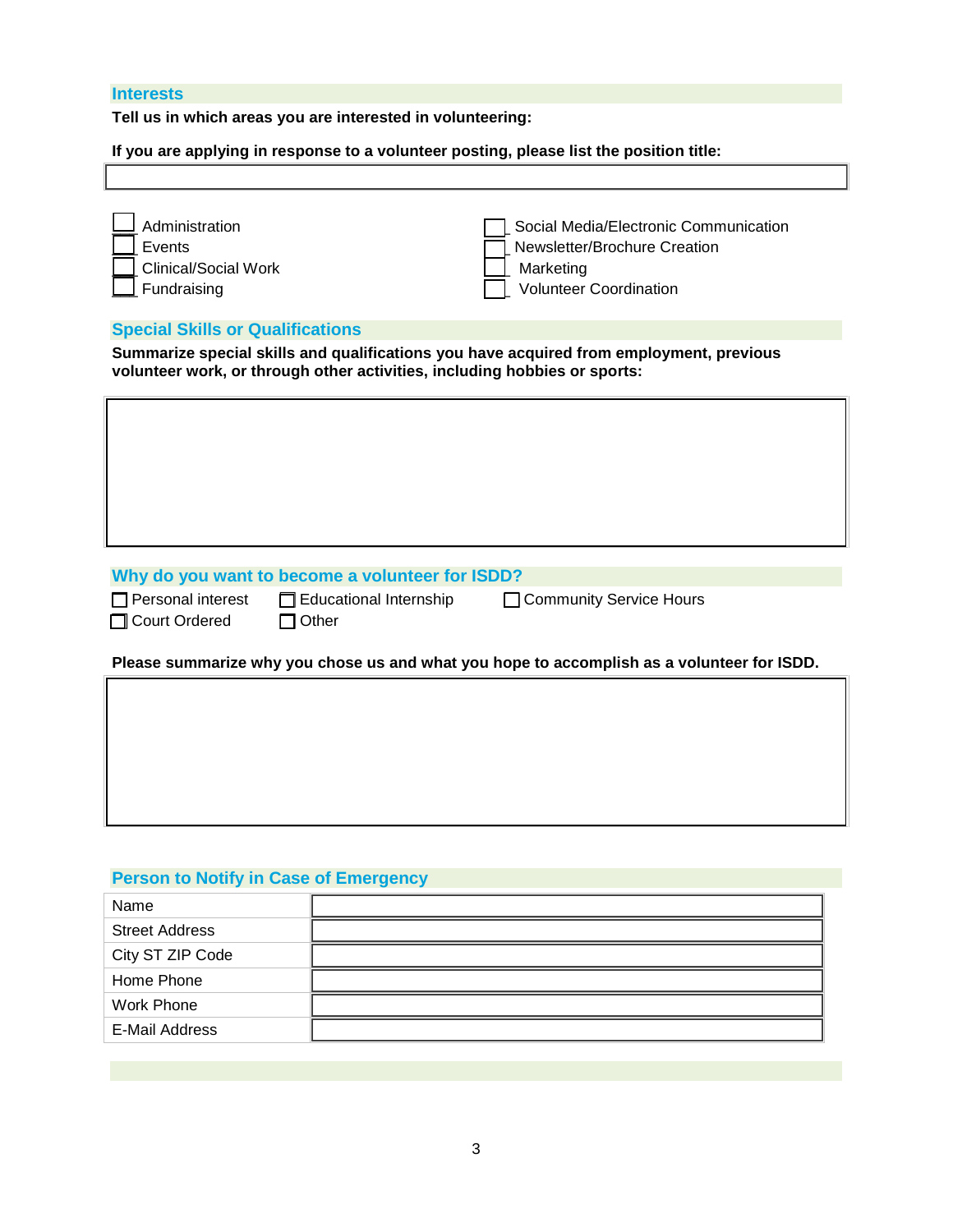## Interests

**Tell us in which areas you are interested in volunteering:**

**If you are applying in response to a volunteer posting, please list the position title:**

☐ Administration
☐ Events
☐ Clinical/Social Work
☐ Fundraising
☐ Social Media/Electronic Communication
☐ Newsletter/Brochure Creation
☐ Marketing
☐ Volunteer Coordination

## Special Skills or Qualifications

**Summarize special skills and qualifications you have acquired from employment, previous volunteer work, or through other activities, including hobbies or sports:**

## Why do you want to become a volunteer for ISDD?

☐ Personal interest
☐ Educational Internship
☐ Community Service Hours
☐ Court Ordered
☐ Other

**Please summarize why you chose us and what you hope to accomplish as a volunteer for ISDD.**

## Person to Notify in Case of Emergency

| | |
|---|---|
| Name | |
| Street Address | |
| City ST ZIP Code | |
| Home Phone | |
| Work Phone | |
| E-Mail Address | |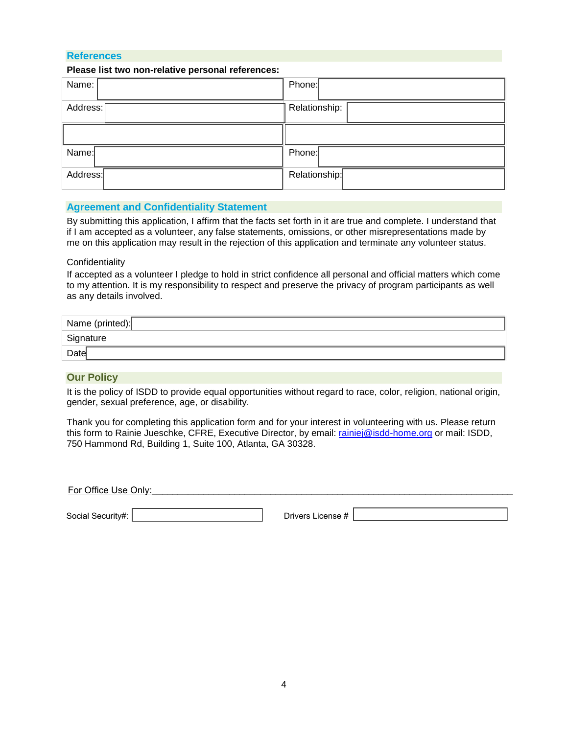## References

**Please list two non-relative personal references:**

| | | | |
|---|---|---|---|
| Name: | | Phone: | |
| Address: | | Relationship: | |
| | | | |
| Name: | | Phone: | |
| Address: | | Relationship: | |

## Agreement and Confidentiality Statement

By submitting this application, I affirm that the facts set forth in it are true and complete. I understand that if I am accepted as a volunteer, any false statements, omissions, or other misrepresentations made by me on this application may result in the rejection of this application and terminate any volunteer status.

Confidentiality

If accepted as a volunteer I pledge to hold in strict confidence all personal and official matters which come to my attention. It is my responsibility to respect and preserve the privacy of program participants as well as any details involved.

| | |
|---|---|
| Name (printed): | |
| Signature | |
| Date | |

## Our Policy

It is the policy of ISDD to provide equal opportunities without regard to race, color, religion, national origin, gender, sexual preference, age, or disability.

Thank you for completing this application form and for your interest in volunteering with us. Please return this form to Rainie Jueschke, CFRE, Executive Director, by email: rainiej@isdd-home.org or mail: ISDD, 750 Hammond Rd, Building 1, Suite 100, Atlanta, GA 30328.

For Office Use Only:

Social Security#: ____________ Drivers License # ____________